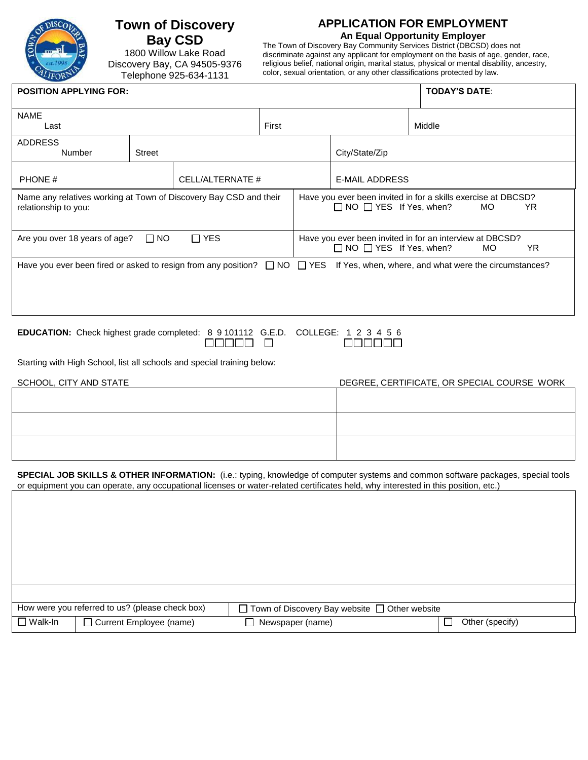# Town of Discovery Bay CSD

1800 Willow Lake Road
Discovery Bay, CA 94505-9376
Telephone 925-634-1131

## APPLICATION FOR EMPLOYMENT

### An Equal Opportunity Employer

The Town of Discovery Bay Community Services District (DBCSD) does not discriminate against any applicant for employment on the basis of age, gender, race, religious belief, national origin, marital status, physical or mental disability, ancestry, color, sexual orientation, or any other classifications protected by law.

| | |
|---|---|
| **POSITION APPLYING FOR:** | **TODAY'S DATE**: |

| | | |
|---|---|---|
| NAME Last | First | Middle |

| | | |
|---|---|---|
| ADDRESS Number | Street | City/State/Zip |

| | | |
|---|---|---|
| PHONE # | CELL/ALTERNATE # | E-MAIL ADDRESS |

| | |
|---|---|
| Name any relatives working at Town of Discovery Bay CSD and their relationship to you: | Have you ever been invited in for a skills exercise at DBCSD? ☐ NO ☐ YES If Yes, when? MO YR |
| Are you over 18 years of age? ☐ NO ☐ YES | Have you ever been invited in for an interview at DBCSD? ☐ NO ☐ YES If Yes, when? MO YR |

Have you ever been fired or asked to resign from any position? ☐ NO ☐ YES If Yes, when, where, and what were the circumstances?

**EDUCATION:** Check highest grade completed: 8 ☐ 9 ☐ 10 ☐ 11 ☐ 12 ☐ G.E.D. ☐ COLLEGE: 1 ☐ 2 ☐ 3 ☐ 4 ☐ 5 ☐ 6 ☐

Starting with High School, list all schools and special training below:

| SCHOOL, CITY AND STATE | DEGREE, CERTIFICATE, OR SPECIAL COURSE WORK |
|---|---|
| | |
| | |
| | |

**SPECIAL JOB SKILLS & OTHER INFORMATION:** (i.e.: typing, knowledge of computer systems and common software packages, special tools or equipment you can operate, any occupational licenses or water-related certificates held, why interested in this position, etc.)

| | | | |
|---|---|---|---|
| How were you referred to us? (please check box) | | ☐ Town of Discovery Bay website ☐ Other website | |
| ☐ Walk-In | ☐ Current Employee (name) | ☐ Newspaper (name) | ☐ Other (specify) |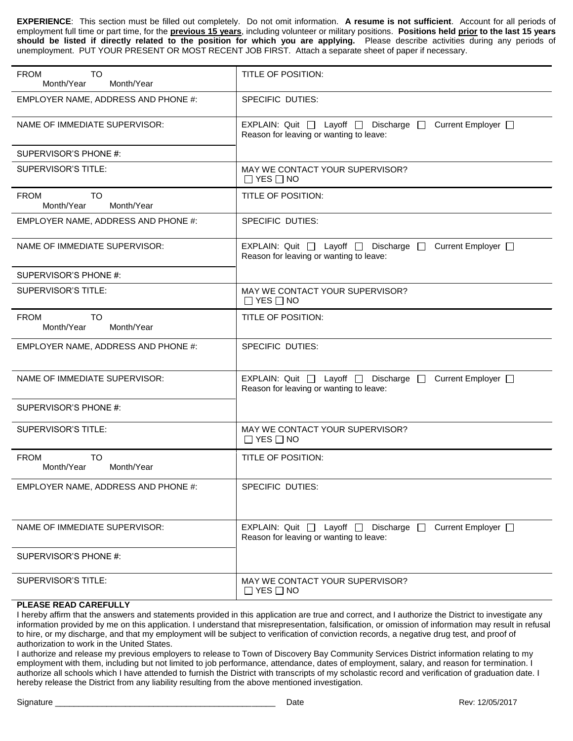**EXPERIENCE**: This section must be filled out completely. Do not omit information. **A resume is not sufficient**. Account for all periods of employment full time or part time, for the **previous 15 years**, including volunteer or military positions. **Positions held prior to the last 15 years should be listed if directly related to the position for which you are applying.** Please describe activities during any periods of unemployment. PUT YOUR PRESENT OR MOST RECENT JOB FIRST. Attach a separate sheet of paper if necessary.

| | |
|---|---|
| FROM Month/Year TO Month/Year | TITLE OF POSITION: |
| EMPLOYER NAME, ADDRESS AND PHONE #: | SPECIFIC DUTIES: |
| NAME OF IMMEDIATE SUPERVISOR: | EXPLAIN: Quit ☐ Layoff ☐ Discharge ☐ Current Employer ☐ Reason for leaving or wanting to leave: |
| SUPERVISOR'S PHONE #: | |
| SUPERVISOR'S TITLE: | MAY WE CONTACT YOUR SUPERVISOR? ☐ YES ☐ NO |
| FROM Month/Year TO Month/Year | TITLE OF POSITION: |
| EMPLOYER NAME, ADDRESS AND PHONE #: | SPECIFIC DUTIES: |
| NAME OF IMMEDIATE SUPERVISOR: | EXPLAIN: Quit ☐ Layoff ☐ Discharge ☐ Current Employer ☐ Reason for leaving or wanting to leave: |
| SUPERVISOR'S PHONE #: | |
| SUPERVISOR'S TITLE: | MAY WE CONTACT YOUR SUPERVISOR? ☐ YES ☐ NO |
| FROM Month/Year TO Month/Year | TITLE OF POSITION: |
| EMPLOYER NAME, ADDRESS AND PHONE #: | SPECIFIC DUTIES: |
| NAME OF IMMEDIATE SUPERVISOR: | EXPLAIN: Quit ☐ Layoff ☐ Discharge ☐ Current Employer ☐ Reason for leaving or wanting to leave: |
| SUPERVISOR'S PHONE #: | |
| SUPERVISOR'S TITLE: | MAY WE CONTACT YOUR SUPERVISOR? ☐ YES ☐ NO |
| FROM Month/Year TO Month/Year | TITLE OF POSITION: |
| EMPLOYER NAME, ADDRESS AND PHONE #: | SPECIFIC DUTIES: |
| NAME OF IMMEDIATE SUPERVISOR: | EXPLAIN: Quit ☐ Layoff ☐ Discharge ☐ Current Employer ☐ Reason for leaving or wanting to leave: |
| SUPERVISOR'S PHONE #: | |
| SUPERVISOR'S TITLE: | MAY WE CONTACT YOUR SUPERVISOR? ☐ YES ☐ NO |

**PLEASE READ CAREFULLY**

I hereby affirm that the answers and statements provided in this application are true and correct, and I authorize the District to investigate any information provided by me on this application. I understand that misrepresentation, falsification, or omission of information may result in refusal to hire, or my discharge, and that my employment will be subject to verification of conviction records, a negative drug test, and proof of authorization to work in the United States.

I authorize and release my previous employers to release to Town of Discovery Bay Community Services District information relating to my employment with them, including but not limited to job performance, attendance, dates of employment, salary, and reason for termination. I authorize all schools which I have attended to furnish the District with transcripts of my scholastic record and verification of graduation date. I hereby release the District from any liability resulting from the above mentioned investigation.

Signature ________________________________________________ Date

Rev: 12/05/2017